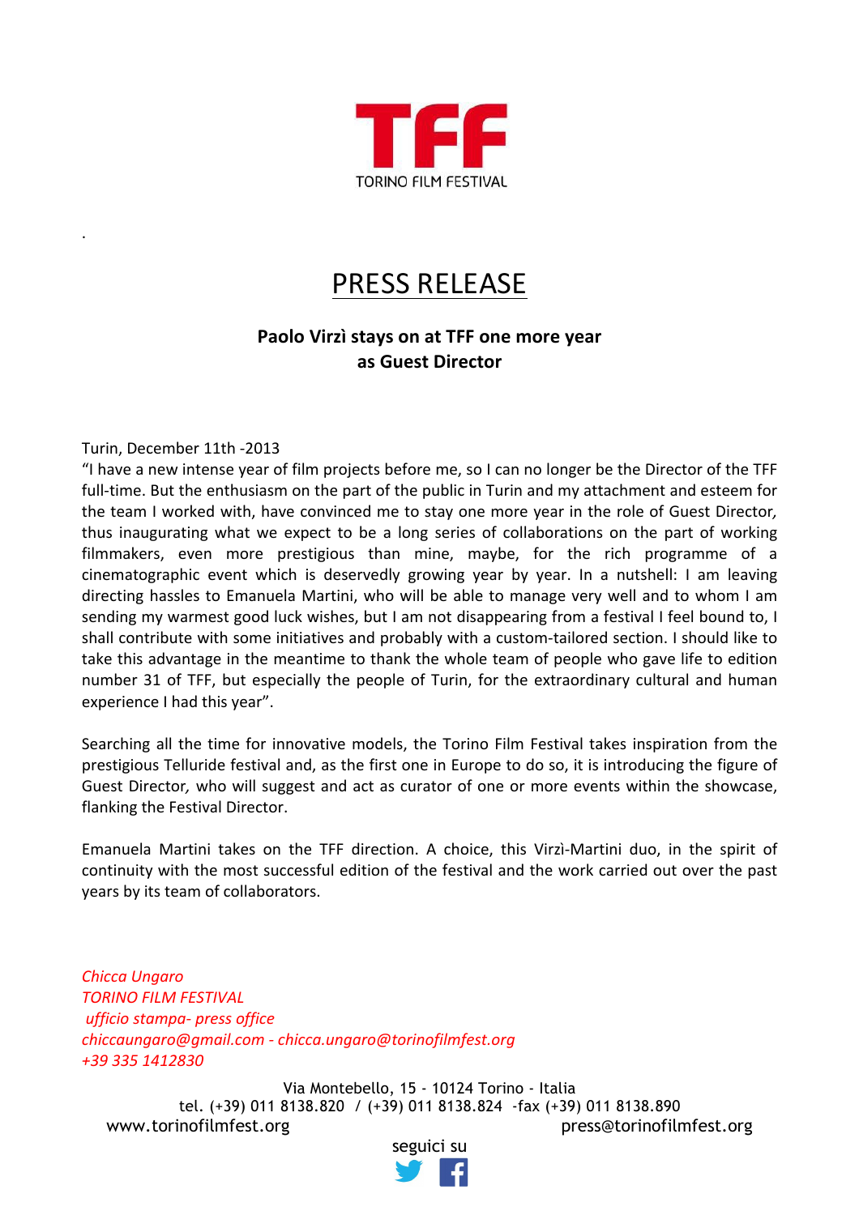TORINO FILM FESTIVAL

.

# PRESS RELEASE

**Paolo Virzì stays on at TFF one more year as Guest Director**

Turin, December 11th -2013

"I have a new intense year of film projects before me, so I can no longer be the Director of the TFF full-time. But the enthusiasm on the part of the public in Turin and my attachment and esteem for the team I worked with, have convinced me to stay one more year in the role of Guest Director*,* thus inaugurating what we expect to be a long series of collaborations on the part of working filmmakers, even more prestigious than mine, maybe, for the rich programme of a cinematographic event which is deservedly growing year by year. In a nutshell: I am leaving directing hassles to Emanuela Martini, who will be able to manage very well and to whom I am sending my warmest good luck wishes, but I am not disappearing from a festival I feel bound to, I shall contribute with some initiatives and probably with a custom-tailored section. I should like to take this advantage in the meantime to thank the whole team of people who gave life to edition number 31 of TFF, but especially the people of Turin, for the extraordinary cultural and human experience I had this year".

Searching all the time for innovative models, the Torino Film Festival takes inspiration from the prestigious Telluride festival and, as the first one in Europe to do so, it is introducing the figure of Guest Director*,* who will suggest and act as curator of one or more events within the showcase, flanking the Festival Director.

Emanuela Martini takes on the TFF direction. A choice, this Virzì-Martini duo, in the spirit of continuity with the most successful edition of the festival and the work carried out over the past years by its team of collaborators.

*Chicca Ungaro*
*TORINO FILM FESTIVAL*
*ufficio stampa- press office*
*chiccaungaro@gmail.com - chicca.ungaro@torinofilmfest.org*
*+39 335 1412830*

Via Montebello, 15 - 10124 Torino - Italia
tel. (+39) 011 8138.820 / (+39) 011 8138.824 -fax (+39) 011 8138.890
www.torinofilmfest.org press@torinofilmfest.org

seguici su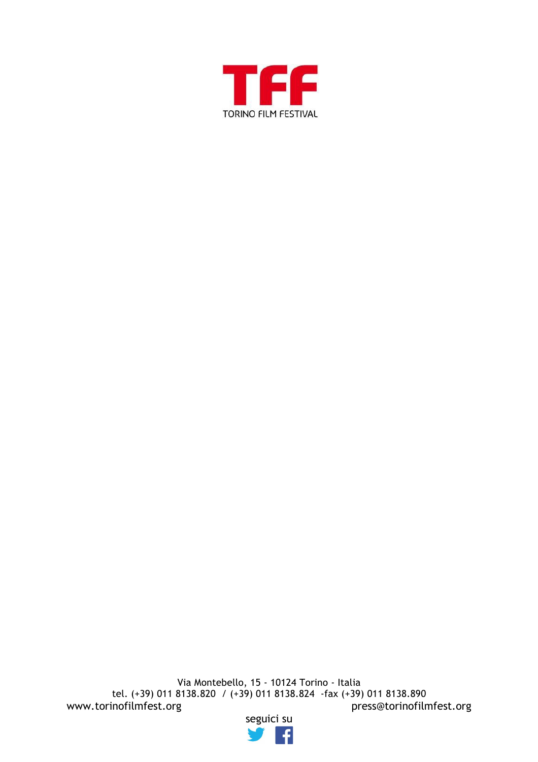TFF

TORINO FILM FESTIVAL

Via Montebello, 15 - 10124 Torino - Italia
tel. (+39) 011 8138.820 / (+39) 011 8138.824 -fax (+39) 011 8138.890
www.torinofilmfest.org press@torinofilmfest.org

seguici su